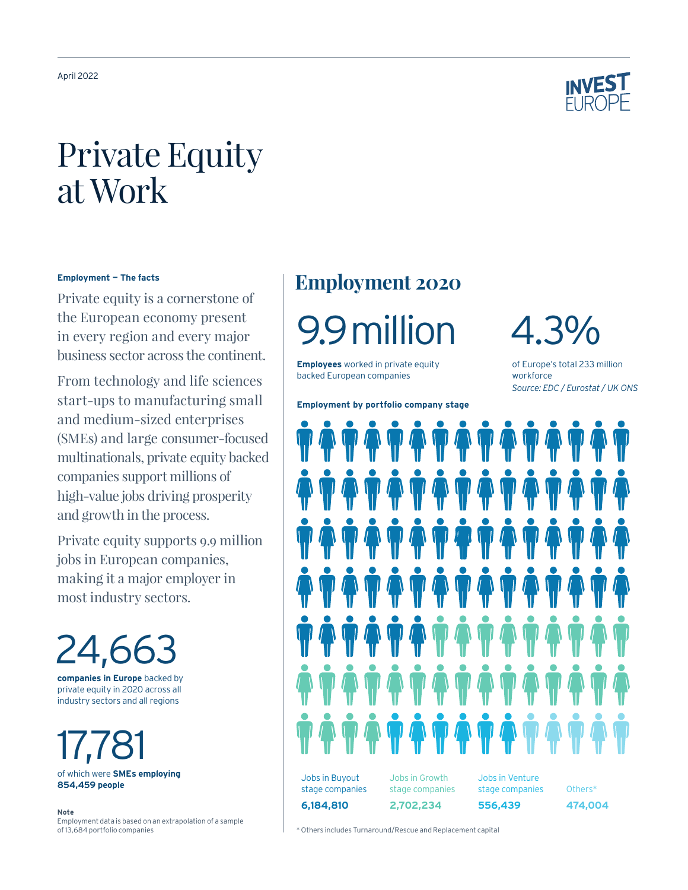April 2022

# Private Equity at Work

**Employment – The facts**

Private equity is a cornerstone of the European economy present in every region and every major business sector across the continent.

From technology and life sciences start-ups to manufacturing small and medium-sized enterprises (SMEs) and large consumer-focused multinationals, private equity backed companies support millions of high-value jobs driving prosperity and growth in the process.

Private equity supports 9.9 million jobs in European companies, making it a major employer in most industry sectors.

24,663

**companies in Europe** backed by private equity in 2020 across all industry sectors and all regions

17,781

of which were **SMEs employing 854,459 people**

**Note**
Employment data is based on an extrapolation of a sample of 13,684 portfolio companies

## Employment 2020

9.9 million

**Employees** worked in private equity backed European companies

4.3%

of Europe's total 233 million workforce
*Source: EDC / Eurostat / UK ONS*

**Employment by portfolio company stage**

| Jobs in Buyout stage companies | Jobs in Growth stage companies | Jobs in Venture stage companies | Others* |
|---|---|---|---|
| **6,184,810** | **2,702,234** | **556,439** | **474,004** |

\* Others includes Turnaround/Rescue and Replacement capital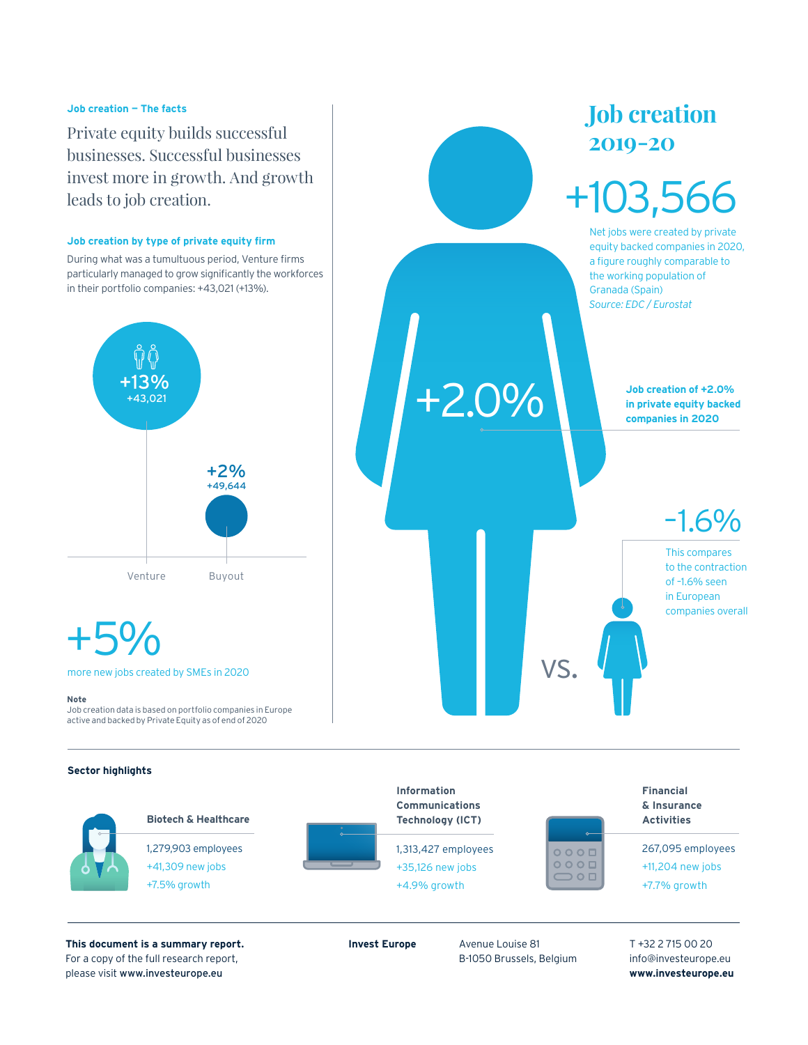**Job creation – The facts**

Private equity builds successful businesses. Successful businesses invest more in growth. And growth leads to job creation.

### Job creation by type of private equity firm

During what was a tumultuous period, Venture firms particularly managed to grow significantly the workforces in their portfolio companies: +43,021 (+13%).

+13%
+43,021

+2%
+49,644

Venture

Buyout

+5%

more new jobs created by SMEs in 2020

**Note**
Job creation data is based on portfolio companies in Europe active and backed by Private Equity as of end of 2020

# Job creation 2019-20

+103,566

Net jobs were created by private equity backed companies in 2020, a figure roughly comparable to the working population of Granada (Spain)
*Source: EDC / Eurostat*

+2.0%

**Job creation of +2.0% in private equity backed companies in 2020**

VS.

-1.6%

This compares to the contraction of -1.6% seen in European companies overall

### Sector highlights

**Biotech & Healthcare**
1,279,903 employees
+41,309 new jobs
+7.5% growth

**Information Communications Technology (ICT)**
1,313,427 employees
+35,126 new jobs
+4.9% growth

**Financial & Insurance Activities**
267,095 employees
+11,204 new jobs
+7.7% growth

**This document is a summary report.**
For a copy of the full research report, please visit **www.investeurope.eu**

**Invest Europe**

Avenue Louise 81
B-1050 Brussels, Belgium

T +32 2 715 00 20
info@investeurope.eu
**www.investeurope.eu**